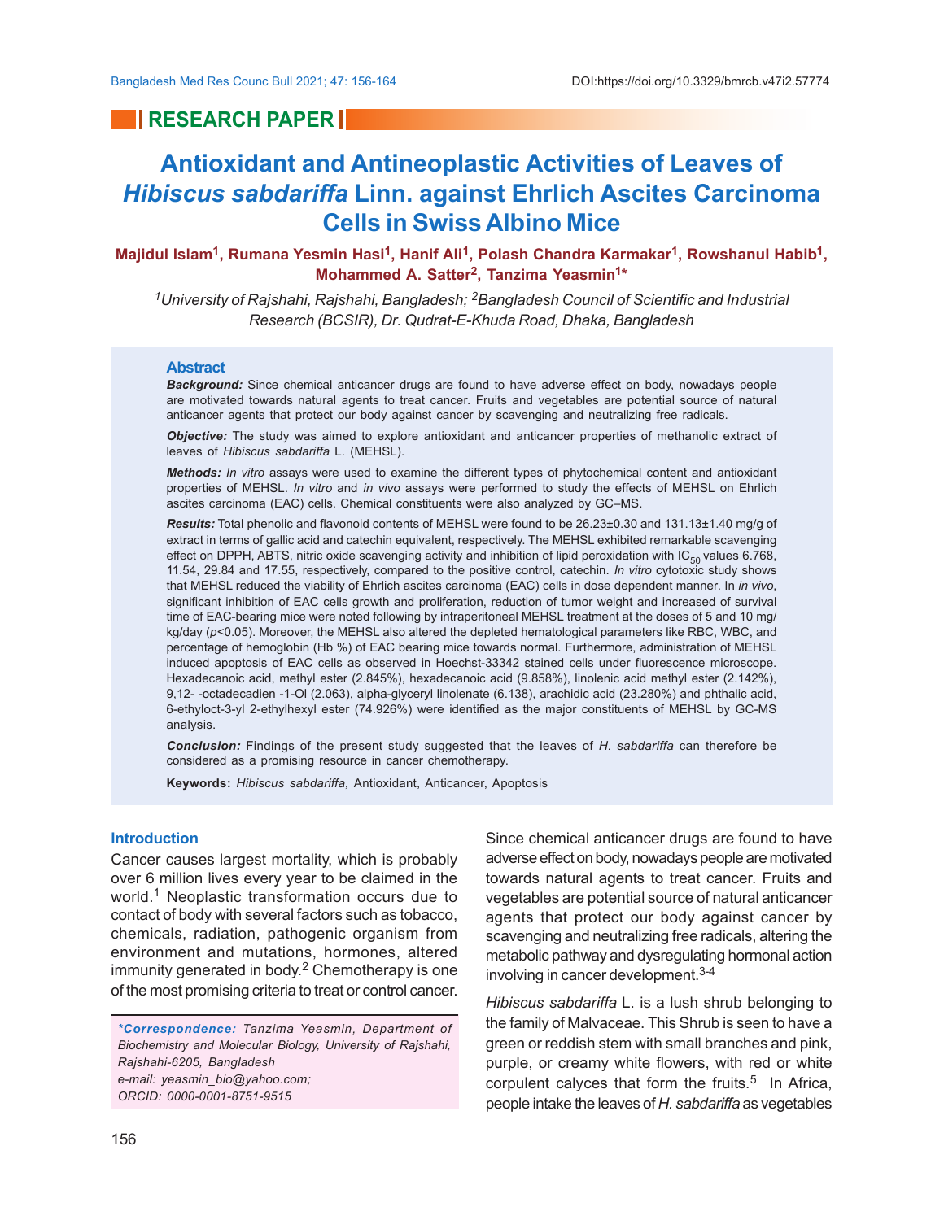RESEARCH PAPER

# Antioxidant and Antineoplastic Activities of Leaves of *Hibiscus sabdariffa* Linn. against Ehrlich Ascites Carcinoma Cells in Swiss Albino Mice

**Majidul Islam[1], Rumana Yesmin Hasi[1], Hanif Ali[1], Polash Chandra Karmakar[1], Rowshanul Habib[1], Mohammed A. Satter[2], Tanzima Yeasmin[1]***

[1]*University of Rajshahi, Rajshahi, Bangladesh;* [2]*Bangladesh Council of Scientific and Industrial Research (BCSIR), Dr. Qudrat-E-Khuda Road, Dhaka, Bangladesh*

## Abstract

***Background:*** Since chemical anticancer drugs are found to have adverse effect on body, nowadays people are motivated towards natural agents to treat cancer. Fruits and vegetables are potential source of natural anticancer agents that protect our body against cancer by scavenging and neutralizing free radicals.

***Objective:*** The study was aimed to explore antioxidant and anticancer properties of methanolic extract of leaves of *Hibiscus sabdariffa* L. (MEHSL).

***Methods:*** *In vitro* assays were used to examine the different types of phytochemical content and antioxidant properties of MEHSL. *In vitro* and *in vivo* assays were performed to study the effects of MEHSL on Ehrlich ascites carcinoma (EAC) cells. Chemical constituents were also analyzed by GC–MS.

***Results:*** Total phenolic and flavonoid contents of MEHSL were found to be 26.23±0.30 and 131.13±1.40 mg/g of extract in terms of gallic acid and catechin equivalent, respectively. The MEHSL exhibited remarkable scavenging effect on DPPH, ABTS, nitric oxide scavenging activity and inhibition of lipid peroxidation with $IC_{50}$ values 6.768, 11.54, 29.84 and 17.55, respectively, compared to the positive control, catechin. *In vitro* cytotoxic study shows that MEHSL reduced the viability of Ehrlich ascites carcinoma (EAC) cells in dose dependent manner. In *in vivo*, significant inhibition of EAC cells growth and proliferation, reduction of tumor weight and increased of survival time of EAC-bearing mice were noted following by intraperitoneal MEHSL treatment at the doses of 5 and 10 mg/kg/day ($p<0.05$). Moreover, the MEHSL also altered the depleted hematological parameters like RBC, WBC, and percentage of hemoglobin (Hb %) of EAC bearing mice towards normal. Furthermore, administration of MEHSL induced apoptosis of EAC cells as observed in Hoechst-33342 stained cells under fluorescence microscope. Hexadecanoic acid, methyl ester (2.845%), hexadecanoic acid (9.858%), linolenic acid methyl ester (2.142%), 9,12- -octadecadien -1-Ol (2.063), alpha-glyceryl linolenate (6.138), arachidic acid (23.280%) and phthalic acid, 6-ethyloct-3-yl 2-ethylhexyl ester (74.926%) were identified as the major constituents of MEHSL by GC-MS analysis.

***Conclusion:*** Findings of the present study suggested that the leaves of *H. sabdariffa* can therefore be considered as a promising resource in cancer chemotherapy.

**Keywords:** *Hibiscus sabdariffa,* Antioxidant, Anticancer, Apoptosis

## Introduction

Cancer causes largest mortality, which is probably over 6 million lives every year to be claimed in the world.[1] Neoplastic transformation occurs due to contact of body with several factors such as tobacco, chemicals, radiation, pathogenic organism from environment and mutations, hormones, altered immunity generated in body.[2] Chemotherapy is one of the most promising criteria to treat or control cancer. Since chemical anticancer drugs are found to have adverse effect on body, nowadays people are motivated towards natural agents to treat cancer. Fruits and vegetables are potential source of natural anticancer agents that protect our body against cancer by scavenging and neutralizing free radicals, altering the metabolic pathway and dysregulating hormonal action involving in cancer development.[3-4]

*Hibiscus sabdariffa* L. is a lush shrub belonging to the family of Malvaceae. This Shrub is seen to have a green or reddish stem with small branches and pink, purple, or creamy white flowers, with red or white corpulent calyces that form the fruits.[5] In Africa, people intake the leaves of *H. sabdariffa* as vegetables

*\*Correspondence: Tanzima Yeasmin, Department of Biochemistry and Molecular Biology, University of Rajshahi, Rajshahi-6205, Bangladesh*
*e-mail: yeasmin_bio@yahoo.com;*
*ORCID: 0000-0001-8751-9515*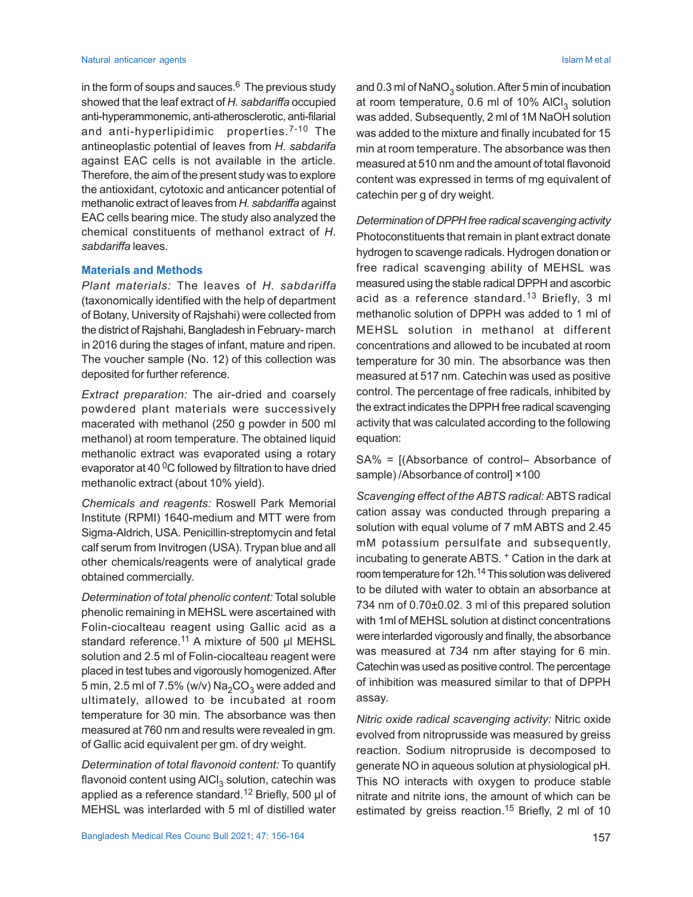in the form of soups and sauces.[6] The previous study showed that the leaf extract of *H. sabdariffa* occupied anti-hyperammonemic, anti-atherosclerotic, anti-filarial and anti-hyperlipidimic properties.[7-10] The antineoplastic potential of leaves from *H. sabdarifa* against EAC cells is not available in the article. Therefore, the aim of the present study was to explore the antioxidant, cytotoxic and anticancer potential of methanolic extract of leaves from *H. sabdariffa* against EAC cells bearing mice. The study also analyzed the chemical constituents of methanol extract of *H. sabdariffa* leaves.

## Materials and Methods

*Plant materials:* The leaves of *H. sabdariffa* (taxonomically identified with the help of department of Botany, University of Rajshahi) were collected from the district of Rajshahi, Bangladesh in February- march in 2016 during the stages of infant, mature and ripen. The voucher sample (No. 12) of this collection was deposited for further reference.

*Extract preparation:* The air-dried and coarsely powdered plant materials were successively macerated with methanol (250 g powder in 500 ml methanol) at room temperature. The obtained liquid methanolic extract was evaporated using a rotary evaporator at 40 $^{0}$C followed by filtration to have dried methanolic extract (about 10% yield).

*Chemicals and reagents:* Roswell Park Memorial Institute (RPMI) 1640-medium and MTT were from Sigma-Aldrich, USA. Penicillin-streptomycin and fetal calf serum from Invitrogen (USA). Trypan blue and all other chemicals/reagents were of analytical grade obtained commercially.

*Determination of total phenolic content:* Total soluble phenolic remaining in MEHSL were ascertained with Folin-ciocalteau reagent using Gallic acid as a standard reference.[11] A mixture of 500 µl MEHSL solution and 2.5 ml of Folin-ciocalteau reagent were placed in test tubes and vigorously homogenized. After 5 min, 2.5 ml of 7.5% (w/v) $Na_2CO_3$ were added and ultimately, allowed to be incubated at room temperature for 30 min. The absorbance was then measured at 760 nm and results were revealed in gm. of Gallic acid equivalent per gm. of dry weight.

*Determination of total flavonoid content:* To quantify flavonoid content using $AlCl_3$ solution, catechin was applied as a reference standard.[12] Briefly, 500 µl of MEHSL was interlarded with 5 ml of distilled water and 0.3 ml of $NaNO_3$ solution. After 5 min of incubation at room temperature, 0.6 ml of 10% $AlCl_3$ solution was added. Subsequently, 2 ml of 1M NaOH solution was added to the mixture and finally incubated for 15 min at room temperature. The absorbance was then measured at 510 nm and the amount of total flavonoid content was expressed in terms of mg equivalent of catechin per g of dry weight.

*Determination of DPPH free radical scavenging activity*

Photoconstituents that remain in plant extract donate hydrogen to scavenge radicals. Hydrogen donation or free radical scavenging ability of MEHSL was measured using the stable radical DPPH and ascorbic acid as a reference standard.[13] Briefly, 3 ml methanolic solution of DPPH was added to 1 ml of MEHSL solution in methanol at different concentrations and allowed to be incubated at room temperature for 30 min. The absorbance was then measured at 517 nm. Catechin was used as positive control. The percentage of free radicals, inhibited by the extract indicates the DPPH free radical scavenging activity that was calculated according to the following equation:

SA% = [(Absorbance of control– Absorbance of sample) /Absorbance of control] ×100

*Scavenging effect of the ABTS radical:* ABTS radical cation assay was conducted through preparing a solution with equal volume of 7 mM ABTS and 2.45 mM potassium persulfate and subsequently, incubating to generate ABTS. $^{+}$ Cation in the dark at room temperature for 12h.[14] This solution was delivered to be diluted with water to obtain an absorbance at 734 nm of 0.70±0.02. 3 ml of this prepared solution with 1ml of MEHSL solution at distinct concentrations were interlarded vigorously and finally, the absorbance was measured at 734 nm after staying for 6 min. Catechin was used as positive control. The percentage of inhibition was measured similar to that of DPPH assay.

*Nitric oxide radical scavenging activity:* Nitric oxide evolved from nitroprusside was measured by greiss reaction. Sodium nitropruside is decomposed to generate NO in aqueous solution at physiological pH. This NO interacts with oxygen to produce stable nitrate and nitrite ions, the amount of which can be estimated by greiss reaction.[15] Briefly, 2 ml of 10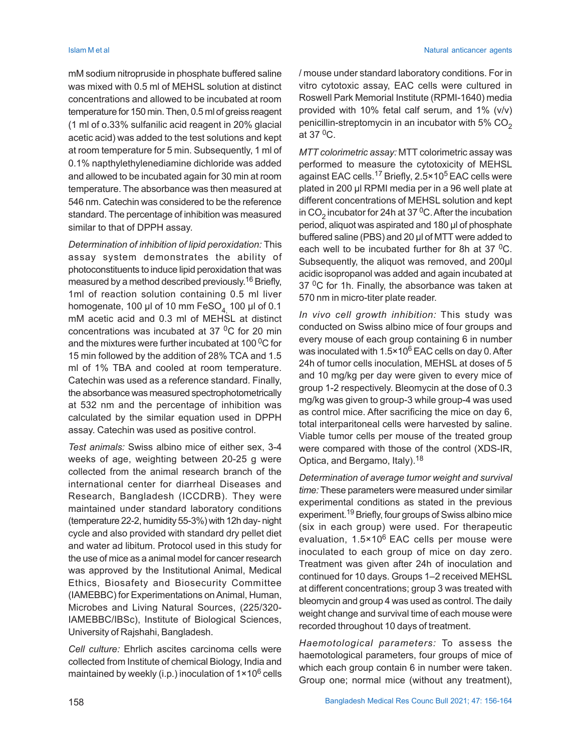mM sodium nitropruside in phosphate buffered saline was mixed with 0.5 ml of MEHSL solution at distinct concentrations and allowed to be incubated at room temperature for 150 min. Then, 0.5 ml of greiss reagent (1 ml of o.33% sulfanilic acid reagent in 20% glacial acetic acid) was added to the test solutions and kept at room temperature for 5 min. Subsequently, 1 ml of 0.1% napthylethylenediamine dichloride was added and allowed to be incubated again for 30 min at room temperature. The absorbance was then measured at 546 nm. Catechin was considered to be the reference standard. The percentage of inhibition was measured similar to that of DPPH assay.

*Determination of inhibition of lipid peroxidation:* This assay system demonstrates the ability of photoconstituents to induce lipid peroxidation that was measured by a method described previously.[16] Briefly, 1ml of reaction solution containing 0.5 ml liver homogenate, 100 µl of 10 mm $FeSO_4$, 100 µl of 0.1 mM acetic acid and 0.3 ml of MEHSL at distinct concentrations was incubated at 37 $^0$C for 20 min and the mixtures were further incubated at 100 $^0$C for 15 min followed by the addition of 28% TCA and 1.5 ml of 1% TBA and cooled at room temperature. Catechin was used as a reference standard. Finally, the absorbance was measured spectrophotometrically at 532 nm and the percentage of inhibition was calculated by the similar equation used in DPPH assay. Catechin was used as positive control.

*Test animals:* Swiss albino mice of either sex, 3-4 weeks of age, weighting between 20-25 g were collected from the animal research branch of the international center for diarrheal Diseases and Research, Bangladesh (ICCDRB). They were maintained under standard laboratory conditions (temperature 22-2, humidity 55-3%) with 12h day- night cycle and also provided with standard dry pellet diet and water ad libitum. Protocol used in this study for the use of mice as a animal model for cancer research was approved by the Institutional Animal, Medical Ethics, Biosafety and Biosecurity Committee (IAMEBBC) for Experimentations on Animal, Human, Microbes and Living Natural Sources, (225/320-IAMEBBC/IBSc), Institute of Biological Sciences, University of Rajshahi, Bangladesh.

*Cell culture:* Ehrlich ascites carcinoma cells were collected from Institute of chemical Biology, India and maintained by weekly (i.p.) inoculation of $1×10^6$ cells / mouse under standard laboratory conditions. For in vitro cytotoxic assay, EAC cells were cultured in Roswell Park Memorial Institute (RPMI-1640) media provided with 10% fetal calf serum, and 1% (v/v) penicillin-streptomycin in an incubator with 5% $CO_2$ at 37 $^0$C.

*MTT colorimetric assay:* MTT colorimetric assay was performed to measure the cytotoxicity of MEHSL against EAC cells.[17] Briefly, $2.5×10^5$ EAC cells were plated in 200 µl RPMI media per in a 96 well plate at different concentrations of MEHSL solution and kept in $CO_2$ incubator for 24h at 37 $^0$C. After the incubation period, aliquot was aspirated and 180 µl of phosphate buffered saline (PBS) and 20 µl of MTT were added to each well to be incubated further for 8h at 37 $^0$C. Subsequently, the aliquot was removed, and 200µl acidic isopropanol was added and again incubated at 37 $^0$C for 1h. Finally, the absorbance was taken at 570 nm in micro-titer plate reader.

*In vivo cell growth inhibition:* This study was conducted on Swiss albino mice of four groups and every mouse of each group containing 6 in number was inoculated with $1.5×10^6$ EAC cells on day 0. After 24h of tumor cells inoculation, MEHSL at doses of 5 and 10 mg/kg per day were given to every mice of group 1-2 respectively. Bleomycin at the dose of 0.3 mg/kg was given to group-3 while group-4 was used as control mice. After sacrificing the mice on day 6, total interparitoneal cells were harvested by saline. Viable tumor cells per mouse of the treated group were compared with those of the control (XDS-IR, Optica, and Bergamo, Italy).[18]

*Determination of average tumor weight and survival time:* These parameters were measured under similar experimental conditions as stated in the previous experiment.[19] Briefly, four groups of Swiss albino mice (six in each group) were used. For therapeutic evaluation, $1.5×10^6$ EAC cells per mouse were inoculated to each group of mice on day zero. Treatment was given after 24h of inoculation and continued for 10 days. Groups 1–2 received MEHSL at different concentrations; group 3 was treated with bleomycin and group 4 was used as control. The daily weight change and survival time of each mouse were recorded throughout 10 days of treatment.

*Haemotological parameters:* To assess the haemotological parameters, four groups of mice of which each group contain 6 in number were taken. Group one; normal mice (without any treatment),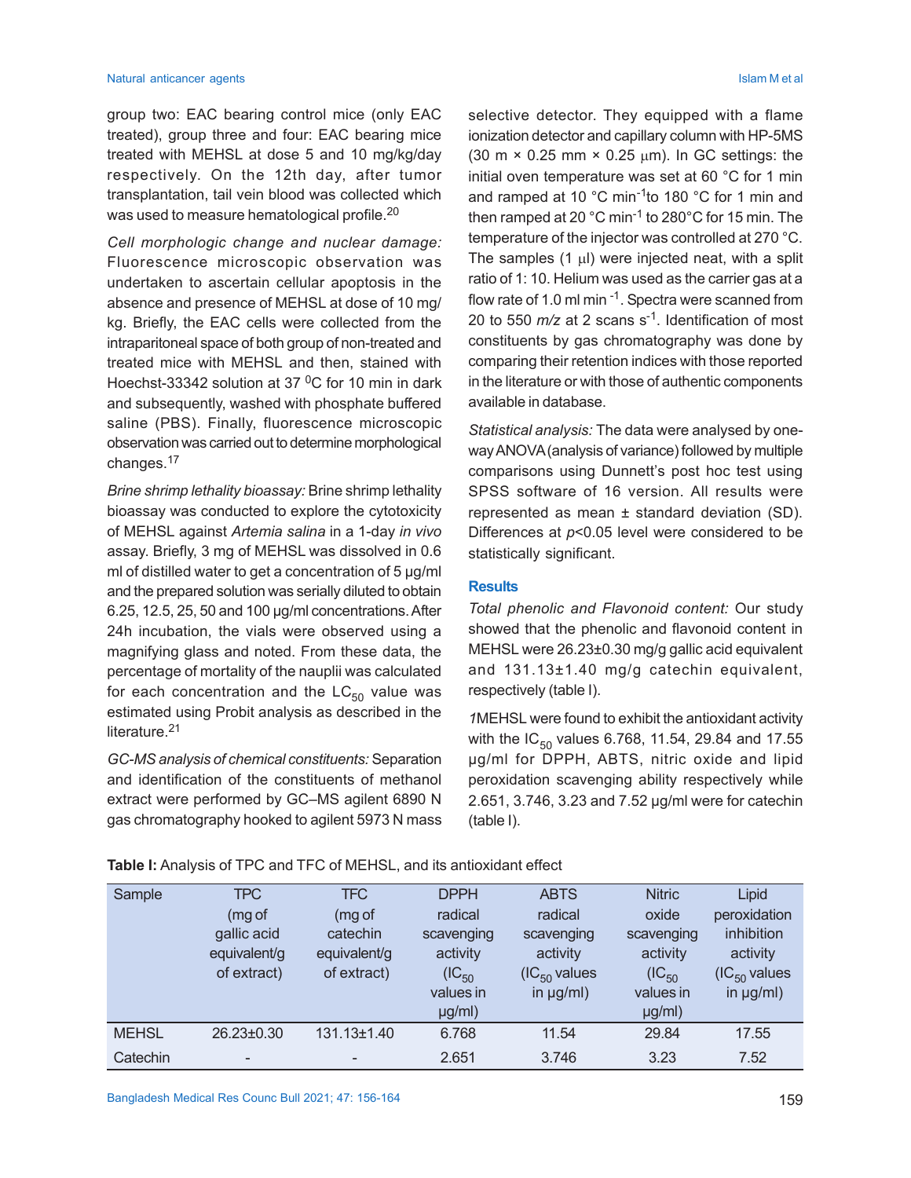group two: EAC bearing control mice (only EAC treated), group three and four: EAC bearing mice treated with MEHSL at dose 5 and 10 mg/kg/day respectively. On the 12th day, after tumor transplantation, tail vein blood was collected which was used to measure hematological profile.[20]

*Cell morphologic change and nuclear damage:* Fluorescence microscopic observation was undertaken to ascertain cellular apoptosis in the absence and presence of MEHSL at dose of 10 mg/kg. Briefly, the EAC cells were collected from the intraparitoneal space of both group of non-treated and treated mice with MEHSL and then, stained with Hoechst-33342 solution at 37 $^0$C for 10 min in dark and subsequently, washed with phosphate buffered saline (PBS). Finally, fluorescence microscopic observation was carried out to determine morphological changes.[17]

*Brine shrimp lethality bioassay:* Brine shrimp lethality bioassay was conducted to explore the cytotoxicity of MEHSL against *Artemia salina* in a 1-day *in vivo* assay. Briefly, 3 mg of MEHSL was dissolved in 0.6 ml of distilled water to get a concentration of 5 µg/ml and the prepared solution was serially diluted to obtain 6.25, 12.5, 25, 50 and 100 µg/ml concentrations. After 24h incubation, the vials were observed using a magnifying glass and noted. From these data, the percentage of mortality of the nauplii was calculated for each concentration and the $LC_{50}$ value was estimated using Probit analysis as described in the literature.[21]

*GC-MS analysis of chemical constituents:* Separation and identification of the constituents of methanol extract were performed by GC–MS agilent 6890 N gas chromatography hooked to agilent 5973 N mass selective detector. They equipped with a flame ionization detector and capillary column with HP-5MS (30 m × 0.25 mm × 0.25 µm). In GC settings: the initial oven temperature was set at 60 °C for 1 min and ramped at 10 °C min$^{-1}$to 180 °C for 1 min and then ramped at 20 °C min$^{-1}$ to 280°C for 15 min. The temperature of the injector was controlled at 270 °C. The samples (1 µl) were injected neat, with a split ratio of 1: 10. Helium was used as the carrier gas at a flow rate of 1.0 ml min$^{-1}$. Spectra were scanned from 20 to 550 *m/z* at 2 scans s$^{-1}$. Identification of most constituents by gas chromatography was done by comparing their retention indices with those reported in the literature or with those of authentic components available in database.

*Statistical analysis:* The data were analysed by one-way ANOVA (analysis of variance) followed by multiple comparisons using Dunnett's post hoc test using SPSS software of 16 version. All results were represented as mean ± standard deviation (SD). Differences at $p$<0.05 level were considered to be statistically significant.

## Results

*Total phenolic and Flavonoid content:* Our study showed that the phenolic and flavonoid content in MEHSL were 26.23±0.30 mg/g gallic acid equivalent and 131.13±1.40 mg/g catechin equivalent, respectively (table I).

*1*MEHSL were found to exhibit the antioxidant activity with the $IC_{50}$ values 6.768, 11.54, 29.84 and 17.55 µg/ml for DPPH, ABTS, nitric oxide and lipid peroxidation scavenging ability respectively while 2.651, 3.746, 3.23 and 7.52 µg/ml were for catechin (table I).

**Table I:** Analysis of TPC and TFC of MEHSL, and its antioxidant effect

| Sample | TPC (mg of gallic acid equivalent/g of extract) | TFC (mg of catechin equivalent/g of extract) | DPPH radical scavenging activity ($IC_{50}$ values in µg/ml) | ABTS radical scavenging activity ($IC_{50}$ values in µg/ml) | Nitric oxide scavenging activity ($IC_{50}$ values in µg/ml) | Lipid peroxidation inhibition activity ($IC_{50}$ values in µg/ml) |
|---|---|---|---|---|---|---|
| MEHSL | 26.23±0.30 | 131.13±1.40 | 6.768 | 11.54 | 29.84 | 17.55 |
| Catechin | - | - | 2.651 | 3.746 | 3.23 | 7.52 |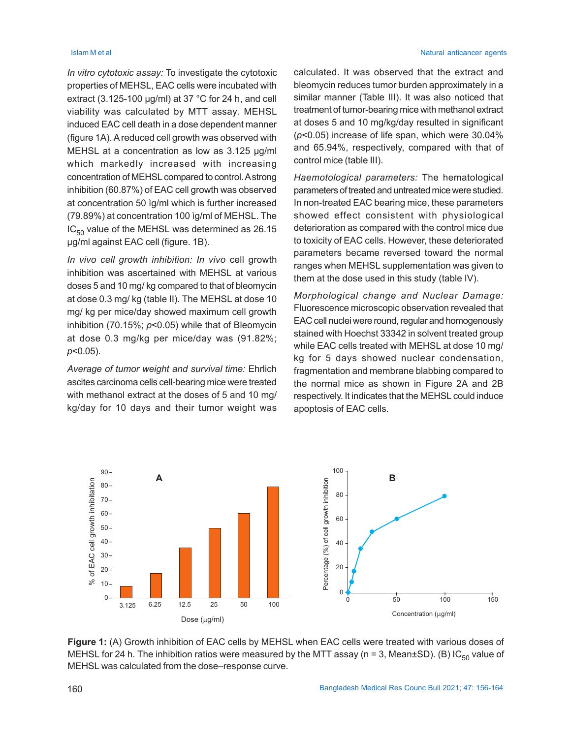*In vitro cytotoxic assay:* To investigate the cytotoxic properties of MEHSL, EAC cells were incubated with extract (3.125-100 µg/ml) at 37 °C for 24 h, and cell viability was calculated by MTT assay. MEHSL induced EAC cell death in a dose dependent manner (figure 1A). A reduced cell growth was observed with MEHSL at a concentration as low as 3.125 µg/ml which markedly increased with increasing concentration of MEHSL compared to control. A strong inhibition (60.87%) of EAC cell growth was observed at concentration 50 ìg/ml which is further increased (79.89%) at concentration 100 ìg/ml of MEHSL. The $IC_{50}$ value of the MEHSL was determined as 26.15 µg/ml against EAC cell (figure. 1B).

*In vivo cell growth inhibition: In vivo* cell growth inhibition was ascertained with MEHSL at various doses 5 and 10 mg/ kg compared to that of bleomycin at dose 0.3 mg/ kg (table II). The MEHSL at dose 10 mg/ kg per mice/day showed maximum cell growth inhibition (70.15%; $p<0.05$) while that of Bleomycin at dose 0.3 mg/kg per mice/day was (91.82%; $p<0.05$).

*Average of tumor weight and survival time:* Ehrlich ascites carcinoma cells cell-bearing mice were treated with methanol extract at the doses of 5 and 10 mg/ kg/day for 10 days and their tumor weight was calculated. It was observed that the extract and bleomycin reduces tumor burden approximately in a similar manner (Table III). It was also noticed that treatment of tumor-bearing mice with methanol extract at doses 5 and 10 mg/kg/day resulted in significant ($p<0.05$) increase of life span, which were 30.04% and 65.94%, respectively, compared with that of control mice (table III).

*Haemotological parameters:* The hematological parameters of treated and untreated mice were studied. In non-treated EAC bearing mice, these parameters showed effect consistent with physiological deterioration as compared with the control mice due to toxicity of EAC cells. However, these deteriorated parameters became reversed toward the normal ranges when MEHSL supplementation was given to them at the dose used in this study (table IV).

*Morphological change and Nuclear Damage:* Fluorescence microscopic observation revealed that EAC cell nuclei were round, regular and homogenously stained with Hoechst 33342 in solvent treated group while EAC cells treated with MEHSL at dose 10 mg/ kg for 5 days showed nuclear condensation, fragmentation and membrane blabbing compared to the normal mice as shown in Figure 2A and 2B respectively. It indicates that the MEHSL could induce apoptosis of EAC cells.

**Figure 1:** (A) Growth inhibition of EAC cells by MEHSL when EAC cells were treated with various doses of MEHSL for 24 h. The inhibition ratios were measured by the MTT assay (n = 3, Mean±SD). (B) $IC_{50}$ value of MEHSL was calculated from the dose–response curve.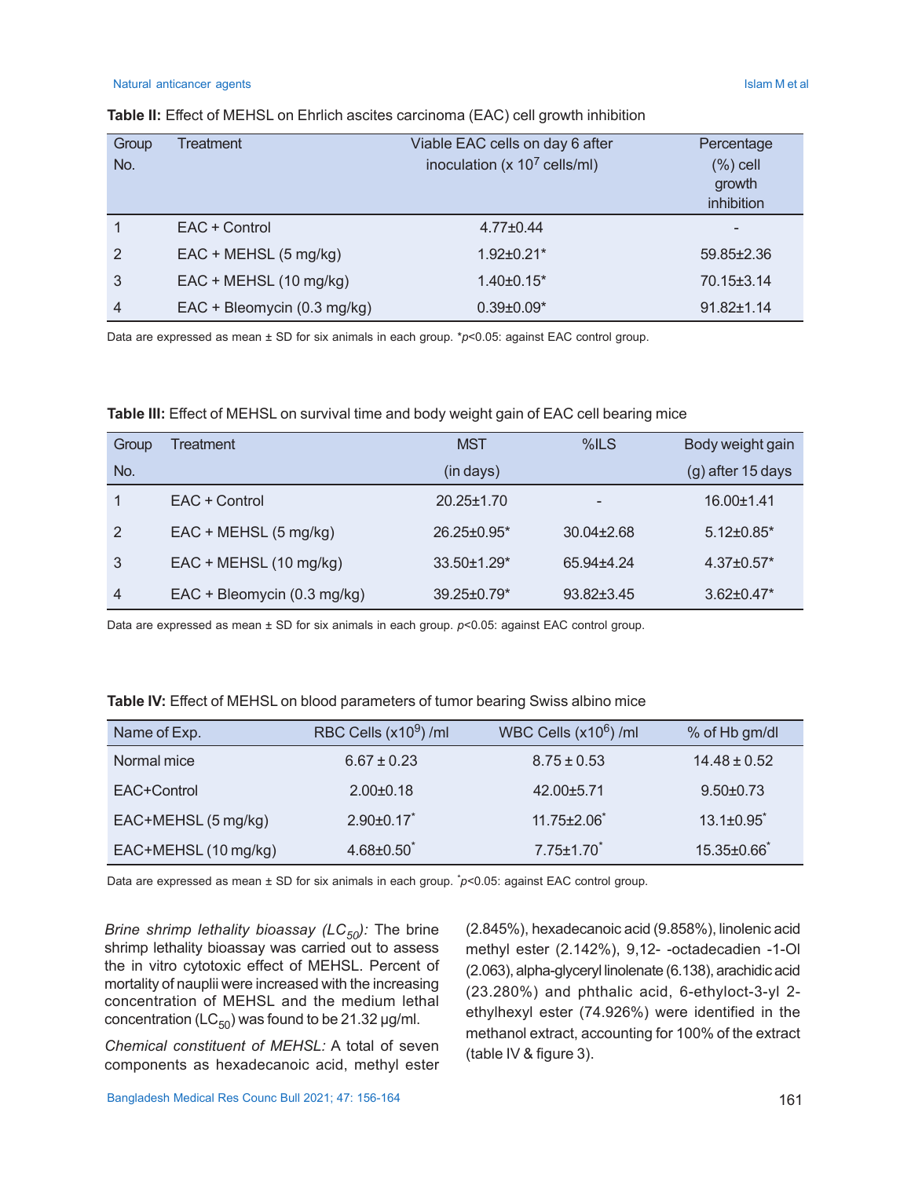**Table II:** Effect of MEHSL on Ehrlich ascites carcinoma (EAC) cell growth inhibition

| Group No. | Treatment | Viable EAC cells on day 6 after inoculation (x $10^7$ cells/ml) | Percentage (%) cell growth inhibition |
|---|---|---|---|
| 1 | EAC + Control | 4.77±0.44 | - |
| 2 | EAC + MEHSL (5 mg/kg) | 1.92±0.21* | 59.85±2.36 |
| 3 | EAC + MEHSL (10 mg/kg) | 1.40±0.15* | 70.15±3.14 |
| 4 | EAC + Bleomycin (0.3 mg/kg) | 0.39±0.09* | 91.82±1.14 |

Data are expressed as mean ± SD for six animals in each group. *$p<0.05$: against EAC control group.

**Table III:** Effect of MEHSL on survival time and body weight gain of EAC cell bearing mice

| Group No. | Treatment | MST (in days) | %ILS | Body weight gain (g) after 15 days |
|---|---|---|---|---|
| 1 | EAC + Control | 20.25±1.70 | - | 16.00±1.41 |
| 2 | EAC + MEHSL (5 mg/kg) | 26.25±0.95* | 30.04±2.68 | 5.12±0.85* |
| 3 | EAC + MEHSL (10 mg/kg) | 33.50±1.29* | 65.94±4.24 | 4.37±0.57* |
| 4 | EAC + Bleomycin (0.3 mg/kg) | 39.25±0.79* | 93.82±3.45 | 3.62±0.47* |

Data are expressed as mean ± SD for six animals in each group. $p<0.05$: against EAC control group.

**Table IV:** Effect of MEHSL on blood parameters of tumor bearing Swiss albino mice

| Name of Exp. | RBC Cells (x$10^9$) /ml | WBC Cells (x$10^6$) /ml | % of Hb gm/dl |
|---|---|---|---|
| Normal mice | 6.67 ± 0.23 | 8.75 ± 0.53 | 14.48 ± 0.52 |
| EAC+Control | 2.00±0.18 | 42.00±5.71 | 9.50±0.73 |
| EAC+MEHSL (5 mg/kg) | 2.90±0.17* | 11.75±2.06* | 13.1±0.95* |
| EAC+MEHSL (10 mg/kg) | 4.68±0.50* | 7.75±1.70* | 15.35±0.66* |

Data are expressed as mean ± SD for six animals in each group. *$p<0.05$: against EAC control group.

*Brine shrimp lethality bioassay ($LC_{50}$):* The brine shrimp lethality bioassay was carried out to assess the in vitro cytotoxic effect of MEHSL. Percent of mortality of nauplii were increased with the increasing concentration of MEHSL and the medium lethal concentration ($LC_{50}$) was found to be 21.32 μg/ml.

*Chemical constituent of MEHSL:* A total of seven components as hexadecanoic acid, methyl ester (2.845%), hexadecanoic acid (9.858%), linolenic acid methyl ester (2.142%), 9,12- -octadecadien -1-Ol (2.063), alpha-glyceryl linolenate (6.138), arachidic acid (23.280%) and phthalic acid, 6-ethyloct-3-yl 2-ethylhexyl ester (74.926%) were identified in the methanol extract, accounting for 100% of the extract (table IV & figure 3).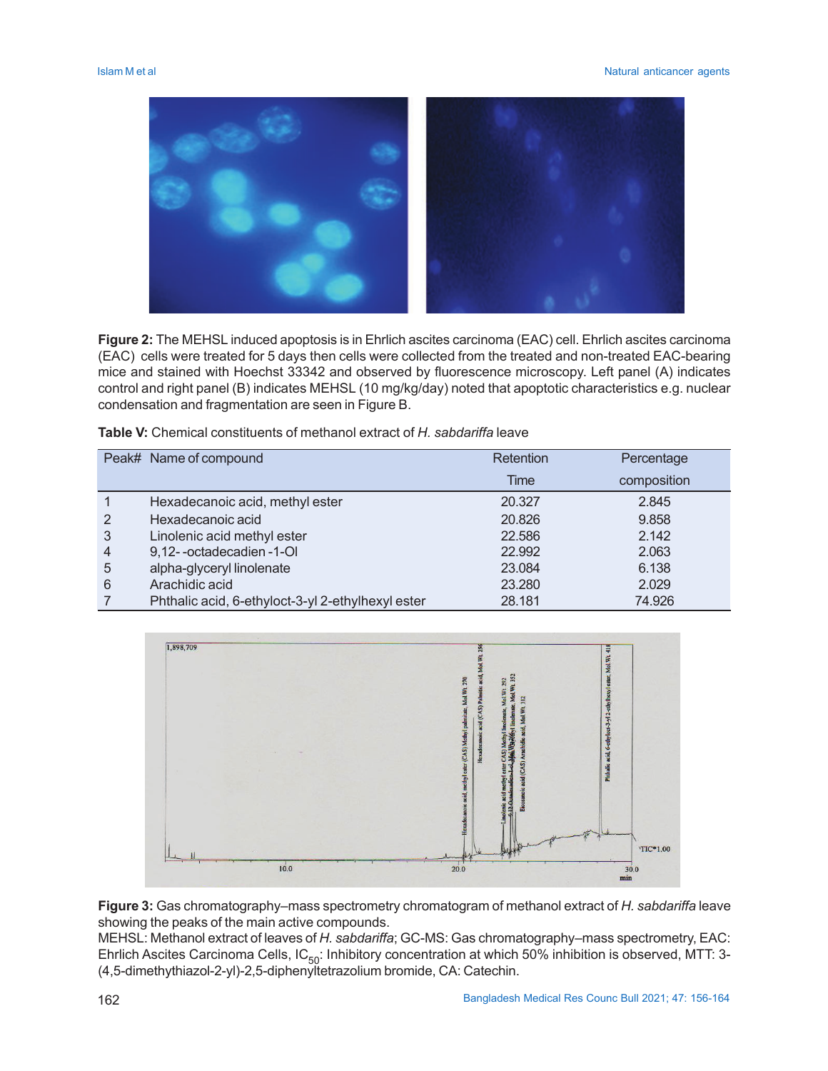**Figure 2:** The MEHSL induced apoptosis is in Ehrlich ascites carcinoma (EAC) cell. Ehrlich ascites carcinoma (EAC) cells were treated for 5 days then cells were collected from the treated and non-treated EAC-bearing mice and stained with Hoechst 33342 and observed by fluorescence microscopy. Left panel (A) indicates control and right panel (B) indicates MEHSL (10 mg/kg/day) noted that apoptotic characteristics e.g. nuclear condensation and fragmentation are seen in Figure B.

**Table V:** Chemical constituents of methanol extract of *H. sabdariffa* leave

| Peak# | Name of compound | Retention Time | Percentage composition |
|---|---|---|---|
| 1 | Hexadecanoic acid, methyl ester | 20.327 | 2.845 |
| 2 | Hexadecanoic acid | 20.826 | 9.858 |
| 3 | Linolenic acid methyl ester | 22.586 | 2.142 |
| 4 | 9,12- -octadecadien -1-Ol | 22.992 | 2.063 |
| 5 | alpha-glyceryl linolenate | 23.084 | 6.138 |
| 6 | Arachidic acid | 23.280 | 2.029 |
| 7 | Phthalic acid, 6-ethyloct-3-yl 2-ethylhexyl ester | 28.181 | 74.926 |

**Figure 3:** Gas chromatography–mass spectrometry chromatogram of methanol extract of *H. sabdariffa* leave showing the peaks of the main active compounds.

MEHSL: Methanol extract of leaves of *H. sabdariffa*; GC-MS: Gas chromatography–mass spectrometry, EAC: Ehrlich Ascites Carcinoma Cells, $IC_{50}$: Inhibitory concentration at which 50% inhibition is observed, MTT: 3-(4,5-dimethythiazol-2-yl)-2,5-diphenyltetrazolium bromide, CA: Catechin.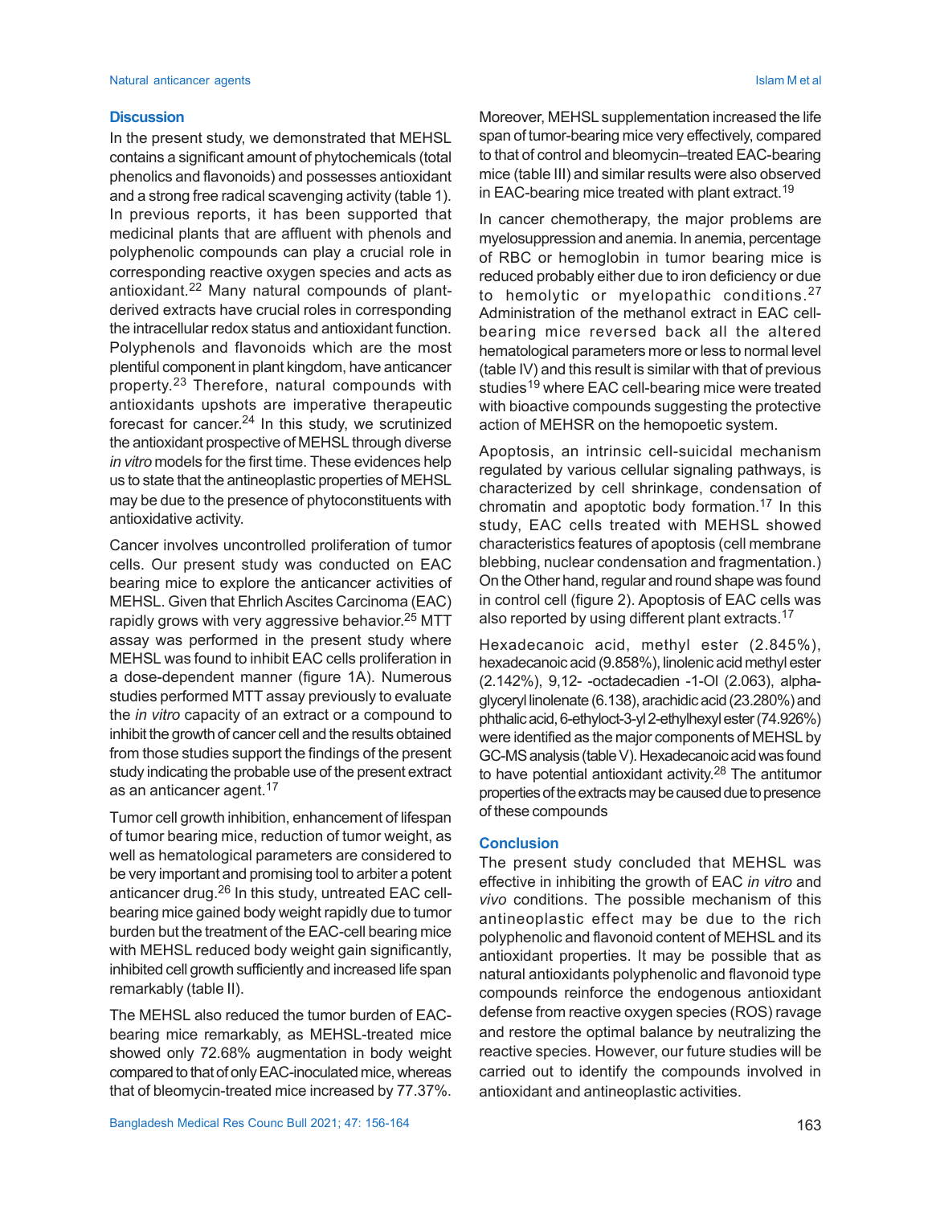## Discussion

In the present study, we demonstrated that MEHSL contains a significant amount of phytochemicals (total phenolics and flavonoids) and possesses antioxidant and a strong free radical scavenging activity (table 1). In previous reports, it has been supported that medicinal plants that are affluent with phenols and polyphenolic compounds can play a crucial role in corresponding reactive oxygen species and acts as antioxidant.[22] Many natural compounds of plant-derived extracts have crucial roles in corresponding the intracellular redox status and antioxidant function. Polyphenols and flavonoids which are the most plentiful component in plant kingdom, have anticancer property.[23] Therefore, natural compounds with antioxidants upshots are imperative therapeutic forecast for cancer.[24] In this study, we scrutinized the antioxidant prospective of MEHSL through diverse *in vitro* models for the first time. These evidences help us to state that the antineoplastic properties of MEHSL may be due to the presence of phytoconstituents with antioxidative activity.

Cancer involves uncontrolled proliferation of tumor cells. Our present study was conducted on EAC bearing mice to explore the anticancer activities of MEHSL. Given that Ehrlich Ascites Carcinoma (EAC) rapidly grows with very aggressive behavior.[25] MTT assay was performed in the present study where MEHSL was found to inhibit EAC cells proliferation in a dose-dependent manner (figure 1A). Numerous studies performed MTT assay previously to evaluate the *in vitro* capacity of an extract or a compound to inhibit the growth of cancer cell and the results obtained from those studies support the findings of the present study indicating the probable use of the present extract as an anticancer agent.[17]

Tumor cell growth inhibition, enhancement of lifespan of tumor bearing mice, reduction of tumor weight, as well as hematological parameters are considered to be very important and promising tool to arbiter a potent anticancer drug.[26] In this study, untreated EAC cell-bearing mice gained body weight rapidly due to tumor burden but the treatment of the EAC-cell bearing mice with MEHSL reduced body weight gain significantly, inhibited cell growth sufficiently and increased life span remarkably (table II).

The MEHSL also reduced the tumor burden of EAC-bearing mice remarkably, as MEHSL-treated mice showed only 72.68% augmentation in body weight compared to that of only EAC-inoculated mice, whereas that of bleomycin-treated mice increased by 77.37%. Moreover, MEHSL supplementation increased the life span of tumor-bearing mice very effectively, compared to that of control and bleomycin–treated EAC-bearing mice (table III) and similar results were also observed in EAC-bearing mice treated with plant extract.[19]

In cancer chemotherapy, the major problems are myelosuppression and anemia. In anemia, percentage of RBC or hemoglobin in tumor bearing mice is reduced probably either due to iron deficiency or due to hemolytic or myelopathic conditions.[27] Administration of the methanol extract in EAC cell-bearing mice reversed back all the altered hematological parameters more or less to normal level (table IV) and this result is similar with that of previous studies[19] where EAC cell-bearing mice were treated with bioactive compounds suggesting the protective action of MEHSR on the hemopoetic system.

Apoptosis, an intrinsic cell-suicidal mechanism regulated by various cellular signaling pathways, is characterized by cell shrinkage, condensation of chromatin and apoptotic body formation.[17] In this study, EAC cells treated with MEHSL showed characteristics features of apoptosis (cell membrane blebbing, nuclear condensation and fragmentation.) On the Other hand, regular and round shape was found in control cell (figure 2). Apoptosis of EAC cells was also reported by using different plant extracts.[17]

Hexadecanoic acid, methyl ester (2.845%), hexadecanoic acid (9.858%), linolenic acid methyl ester (2.142%), 9,12- -octadecadien -1-Ol (2.063), alpha-glyceryl linolenate (6.138), arachidic acid (23.280%) and phthalic acid, 6-ethyloct-3-yl 2-ethylhexyl ester (74.926%) were identified as the major components of MEHSL by GC-MS analysis (table V). Hexadecanoic acid was found to have potential antioxidant activity.[28] The antitumor properties of the extracts may be caused due to presence of these compounds

## Conclusion

The present study concluded that MEHSL was effective in inhibiting the growth of EAC *in vitro* and *vivo* conditions. The possible mechanism of this antineoplastic effect may be due to the rich polyphenolic and flavonoid content of MEHSL and its antioxidant properties. It may be possible that as natural antioxidants polyphenolic and flavonoid type compounds reinforce the endogenous antioxidant defense from reactive oxygen species (ROS) ravage and restore the optimal balance by neutralizing the reactive species. However, our future studies will be carried out to identify the compounds involved in antioxidant and antineoplastic activities.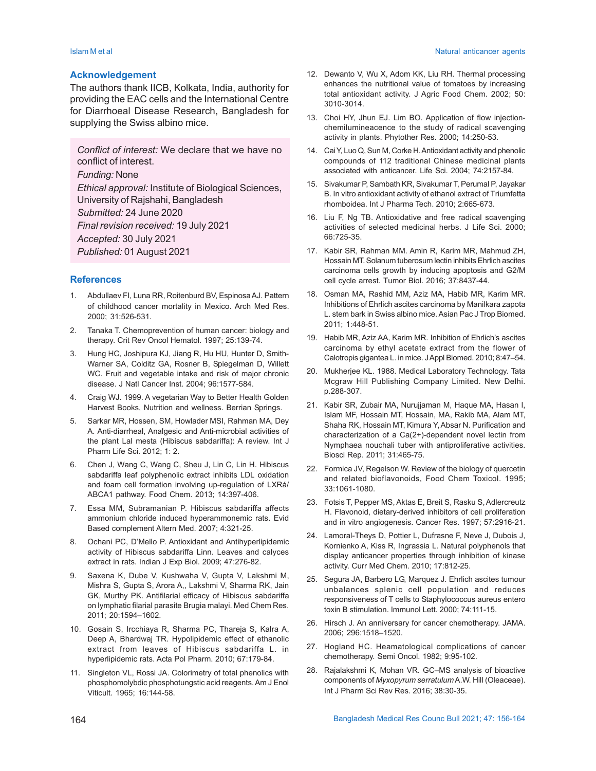## Acknowledgement

The authors thank IICB, Kolkata, India, authority for providing the EAC cells and the International Centre for Diarrhoeal Disease Research, Bangladesh for supplying the Swiss albino mice.

*Conflict of interest:* We declare that we have no conflict of interest.
*Funding:* None
*Ethical approval:* Institute of Biological Sciences, University of Rajshahi, Bangladesh
*Submitted:* 24 June 2020
*Final revision received:* 19 July 2021
*Accepted:* 30 July 2021
*Published:* 01 August 2021

## References

1. Abdullaev FI, Luna RR, Roitenburd BV, Espinosa AJ. Pattern of childhood cancer mortality in Mexico. Arch Med Res. 2000; 31:526-531.
2. Tanaka T. Chemoprevention of human cancer: biology and therapy. Crit Rev Oncol Hematol. 1997; 25:139-74.
3. Hung HC, Joshipura KJ, Jiang R, Hu HU, Hunter D, Smith-Warner SA, Colditz GA, Rosner B, Spiegelman D, Willett WC. Fruit and vegetable intake and risk of major chronic disease. J Natl Cancer Inst. 2004; 96:1577-584.
4. Craig WJ. 1999. A vegetarian Way to Better Health Golden Harvest Books, Nutrition and wellness. Berrian Springs.
5. Sarkar MR, Hossen, SM, Howlader MSI, Rahman MA, Dey A. Anti-diarrheal, Analgesic and Anti-microbial activities of the plant Lal mesta (Hibiscus sabdariffa): A review. Int J Pharm Life Sci. 2012; 1: 2.
6. Chen J, Wang C, Wang C, Sheu J, Lin C, Lin H. Hibiscus sabdariffa leaf polyphenolic extract inhibits LDL oxidation and foam cell formation involving up-regulation of LXRá/ABCA1 pathway. Food Chem. 2013; 14:397-406.
7. Essa MM, Subramanian P. Hibiscus sabdariffa affects ammonium chloride induced hyperammonemic rats. Evid Based complement Altern Med. 2007; 4:321-25.
8. Ochani PC, D'Mello P. Antioxidant and Antihyperlipidemic activity of Hibiscus sabdariffa Linn. Leaves and calyces extract in rats. Indian J Exp Biol. 2009; 47:276-82.
9. Saxena K, Dube V, Kushwaha V, Gupta V, Lakshmi M, Mishra S, Gupta S, Arora A,, Lakshmi V, Sharma RK, Jain GK, Murthy PK. Antifilarial efficacy of Hibiscus sabdariffa on lymphatic filarial parasite Brugia malayi. Med Chem Res. 2011; 20:1594–1602.
10. Gosain S, Ircchiaya R, Sharma PC, Thareja S, Kalra A, Deep A, Bhardwaj TR. Hypolipidemic effect of ethanolic extract from leaves of Hibiscus sabdariffa L. in hyperlipidemic rats. Acta Pol Pharm. 2010; 67:179-84.
11. Singleton VL, Rossi JA. Colorimetry of total phenolics with phosphomolybdic phosphotungstic acid reagents. Am J Enol Viticult. 1965; 16:144-58.
12. Dewanto V, Wu X, Adom KK, Liu RH. Thermal processing enhances the nutritional value of tomatoes by increasing total antioxidant activity. J Agric Food Chem. 2002; 50: 3010-3014.
13. Choi HY, Jhun EJ. Lim BO. Application of flow injection-chemilumineacence to the study of radical scavenging activity in plants. Phytother Res. 2000; 14:250-53.
14. Cai Y, Luo Q, Sun M, Corke H. Antioxidant activity and phenolic compounds of 112 traditional Chinese medicinal plants associated with anticancer. Life Sci. 2004; 74:2157-84.
15. Sivakumar P, Sambath KR, Sivakumar T, Perumal P, Jayakar B. In vitro antioxidant activity of ethanol extract of Triumfetta rhomboidea. Int J Pharma Tech. 2010; 2:665-673.
16. Liu F, Ng TB. Antioxidative and free radical scavenging activities of selected medicinal herbs. J Life Sci. 2000; 66:725-35.
17. Kabir SR, Rahman MM. Amin R, Karim MR, Mahmud ZH, Hossain MT. Solanum tuberosum lectin inhibits Ehrlich ascites carcinoma cells growth by inducing apoptosis and G2/M cell cycle arrest. Tumor Biol. 2016; 37:8437-44.
18. Osman MA, Rashid MM, Aziz MA, Habib MR, Karim MR. Inhibitions of Ehrlich ascites carcinoma by Manilkara zapota L. stem bark in Swiss albino mice. Asian Pac J Trop Biomed. 2011; 1:448-51.
19. Habib MR, Aziz AA, Karim MR. Inhibition of Ehrlich's ascites carcinoma by ethyl acetate extract from the flower of Calotropis gigantea L. in mice. J Appl Biomed. 2010; 8:47–54.
20. Mukherjee KL. 1988. Medical Laboratory Technology. Tata Mcgraw Hill Publishing Company Limited. New Delhi. p.288-307.
21. Kabir SR, Zubair MA, Nurujjaman M, Haque MA, Hasan I, Islam MF, Hossain MT, Hossain, MA, Rakib MA, Alam MT, Shaha RK, Hossain MT, Kimura Y, Absar N. Purification and characterization of a Ca(2+)-dependent novel lectin from Nymphaea nouchali tuber with antiproliferative activities. Biosci Rep. 2011; 31:465-75.
22. Formica JV, Regelson W. Review of the biology of quercetin and related bioflavonoids, Food Chem Toxicol. 1995; 33:1061-1080.
23. Fotsis T, Pepper MS, Aktas E, Breit S, Rasku S, Adlercreutz H. Flavonoid, dietary-derived inhibitors of cell proliferation and in vitro angiogenesis. Cancer Res. 1997; 57:2916-21.
24. Lamoral-Theys D, Pottier L, Dufrasne F, Neve J, Dubois J, Kornienko A, Kiss R, Ingrassia L. Natural polyphenols that display anticancer properties through inhibition of kinase activity. Curr Med Chem. 2010; 17:812-25.
25. Segura JA, Barbero LG, Marquez J. Ehrlich ascites tumour unbalances splenic cell population and reduces responsiveness of T cells to Staphylococcus aureus entero toxin B stimulation. Immunol Lett. 2000; 74:111-15.
26. Hirsch J. An anniversary for cancer chemotherapy. JAMA. 2006; 296:1518–1520.
27. Hogland HC. Heamatological complications of cancer chemotherapy. Semi Oncol. 1982; 9:95-102.
28. Rajalakshmi K, Mohan VR. GC–MS analysis of bioactive components of *Myxopyrum serratulum* A.W. Hill (Oleaceae). Int J Pharm Sci Rev Res. 2016; 38:30-35.